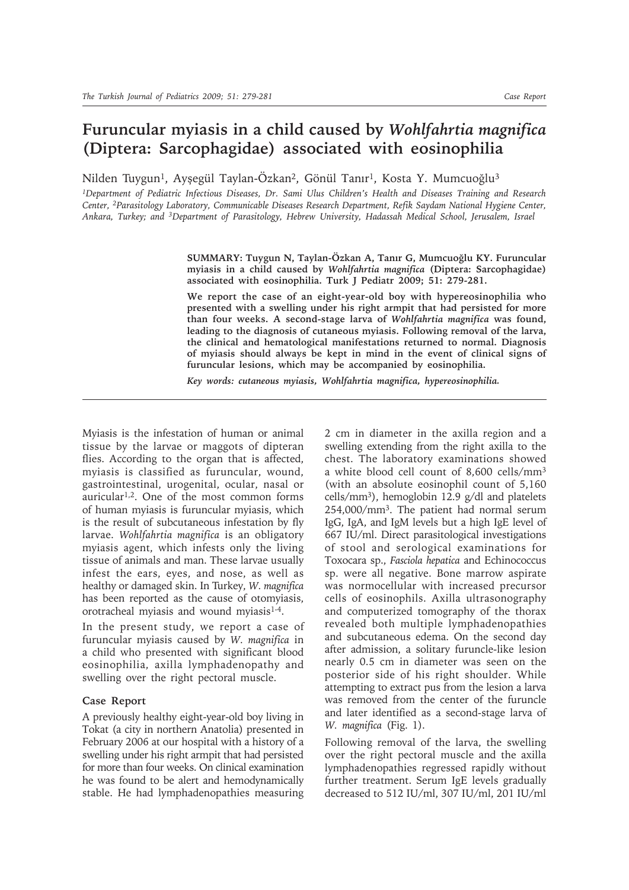# Furuncular myiasis in a child caused by *Wohlfahrtia magnifica* (Diptera: Sarcophagidae) associated with eosinophilia

Nilden Tuygun[1], Ayşegül Taylan-Özkan[2], Gönül Tanır[1], Kosta Y. Mumcuoğlu[3]

[1]Department of Pediatric Infectious Diseases, Dr. Sami Ulus Children's Health and Diseases Training and Research Center, [2]Parasitology Laboratory, Communicable Diseases Research Department, Refik Saydam National Hygiene Center, Ankara, Turkey; and [3]Department of Parasitology, Hebrew University, Hadassah Medical School, Jerusalem, Israel

**SUMMARY: Tuygun N, Taylan-Özkan A, Tanır G, Mumcuoğlu KY. Furuncular myiasis in a child caused by *Wohlfahrtia magnifica* (Diptera: Sarcophagidae) associated with eosinophilia. Turk J Pediatr 2009; 51: 279-281.**

**We report the case of an eight-year-old boy with hypereosinophilia who presented with a swelling under his right armpit that had persisted for more than four weeks. A second-stage larva of *Wohlfahrtia magnifica* was found, leading to the diagnosis of cutaneous myiasis. Following removal of the larva, the clinical and hematological manifestations returned to normal. Diagnosis of myiasis should always be kept in mind in the event of clinical signs of furuncular lesions, which may be accompanied by eosinophilia.**

*Key words: cutaneous myiasis, Wohlfahrtia magnifica, hypereosinophilia.*

Myiasis is the infestation of human or animal tissue by the larvae or maggots of dipteran flies. According to the organ that is affected, myiasis is classified as furuncular, wound, gastrointestinal, urogenital, ocular, nasal or auricular[1,2]. One of the most common forms of human myiasis is furuncular myiasis, which is the result of subcutaneous infestation by fly larvae. *Wohlfahrtia magnifica* is an obligatory myiasis agent, which infests only the living tissue of animals and man. These larvae usually infest the ears, eyes, and nose, as well as healthy or damaged skin. In Turkey, *W. magnifica* has been reported as the cause of otomyiasis, orotracheal myiasis and wound myiasis[1-4].

In the present study, we report a case of furuncular myiasis caused by *W. magnifica* in a child who presented with significant blood eosinophilia, axilla lymphadenopathy and swelling over the right pectoral muscle.

## Case Report

A previously healthy eight-year-old boy living in Tokat (a city in northern Anatolia) presented in February 2006 at our hospital with a history of a swelling under his right armpit that had persisted for more than four weeks. On clinical examination he was found to be alert and hemodynamically stable. He had lymphadenopathies measuring 2 cm in diameter in the axilla region and a swelling extending from the right axilla to the chest. The laboratory examinations showed a white blood cell count of 8,600 cells/mm$^3$ (with an absolute eosinophil count of 5,160 cells/mm$^3$), hemoglobin 12.9 g/dl and platelets 254,000/mm$^3$. The patient had normal serum IgG, IgA, and IgM levels but a high IgE level of 667 IU/ml. Direct parasitological investigations of stool and serological examinations for Toxocara sp., *Fasciola hepatica* and Echinococcus sp. were all negative. Bone marrow aspirate was normocellular with increased precursor cells of eosinophils. Axilla ultrasonography and computerized tomography of the thorax revealed both multiple lymphadenopathies and subcutaneous edema. On the second day after admission, a solitary furuncle-like lesion nearly 0.5 cm in diameter was seen on the posterior side of his right shoulder. While attempting to extract pus from the lesion a larva was removed from the center of the furuncle and later identified as a second-stage larva of *W. magnifica* (Fig. 1).

Following removal of the larva, the swelling over the right pectoral muscle and the axilla lymphadenopathies regressed rapidly without further treatment. Serum IgE levels gradually decreased to 512 IU/ml, 307 IU/ml, 201 IU/ml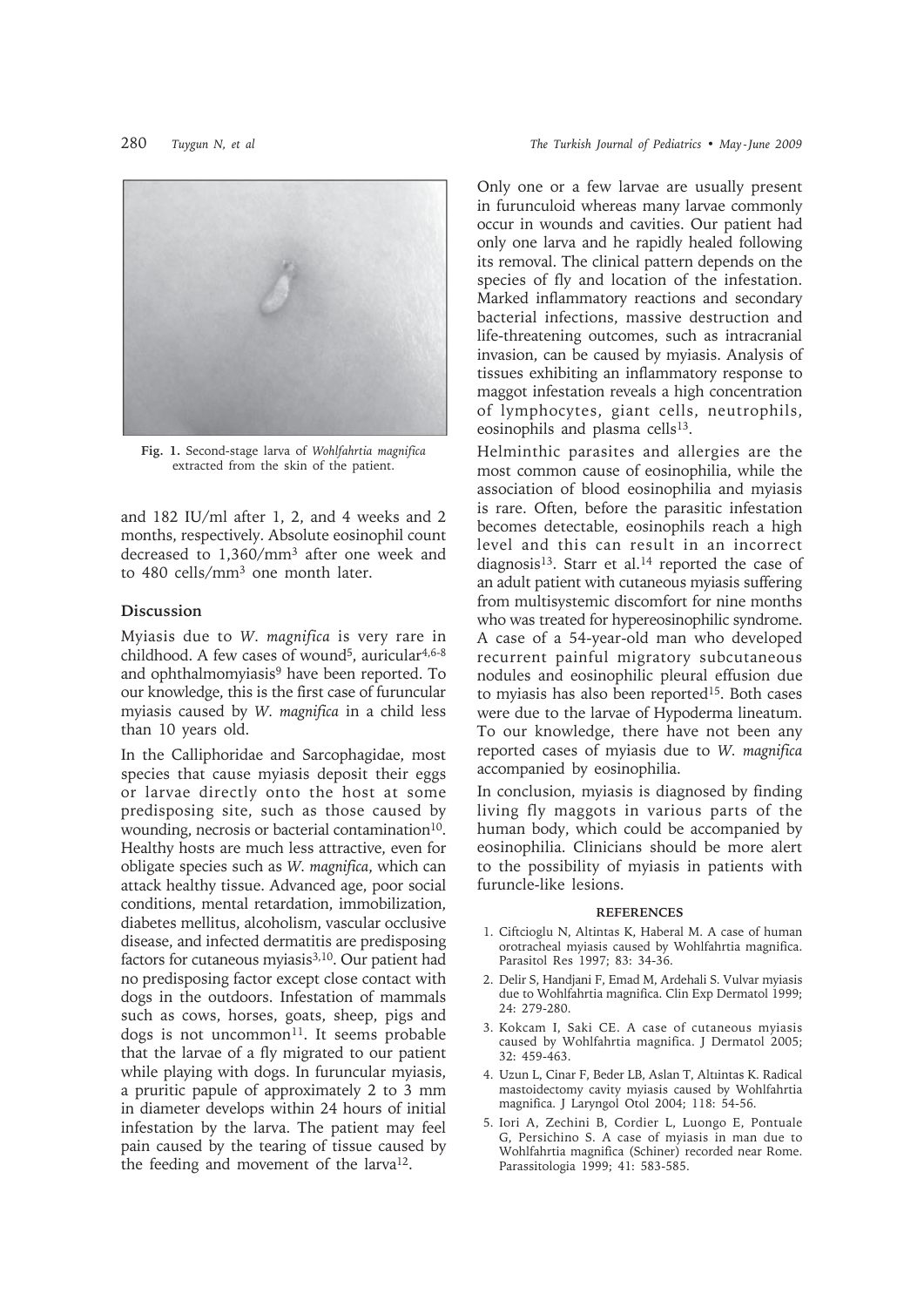Fig. 1. Second-stage larva of *Wohlfahrtia magnifica* extracted from the skin of the patient.

and 182 IU/ml after 1, 2, and 4 weeks and 2 months, respectively. Absolute eosinophil count decreased to 1,360/mm$^3$ after one week and to 480 cells/mm$^3$ one month later.

## Discussion

Myiasis due to *W. magnifica* is very rare in childhood. A few cases of wound[5], auricular[4,6-8] and ophthalmomyiasis[9] have been reported. To our knowledge, this is the first case of furuncular myiasis caused by *W. magnifica* in a child less than 10 years old.

In the Calliphoridae and Sarcophagidae, most species that cause myiasis deposit their eggs or larvae directly onto the host at some predisposing site, such as those caused by wounding, necrosis or bacterial contamination[10]. Healthy hosts are much less attractive, even for obligate species such as *W. magnifica*, which can attack healthy tissue. Advanced age, poor social conditions, mental retardation, immobilization, diabetes mellitus, alcoholism, vascular occlusive disease, and infected dermatitis are predisposing factors for cutaneous myiasis[3,10]. Our patient had no predisposing factor except close contact with dogs in the outdoors. Infestation of mammals such as cows, horses, goats, sheep, pigs and dogs is not uncommon[11]. It seems probable that the larvae of a fly migrated to our patient while playing with dogs. In furuncular myiasis, a pruritic papule of approximately 2 to 3 mm in diameter develops within 24 hours of initial infestation by the larva. The patient may feel pain caused by the tearing of tissue caused by the feeding and movement of the larva[12].

Only one or a few larvae are usually present in furunculoid whereas many larvae commonly occur in wounds and cavities. Our patient had only one larva and he rapidly healed following its removal. The clinical pattern depends on the species of fly and location of the infestation. Marked inflammatory reactions and secondary bacterial infections, massive destruction and life-threatening outcomes, such as intracranial invasion, can be caused by myiasis. Analysis of tissues exhibiting an inflammatory response to maggot infestation reveals a high concentration of lymphocytes, giant cells, neutrophils, eosinophils and plasma cells[13].

Helminthic parasites and allergies are the most common cause of eosinophilia, while the association of blood eosinophilia and myiasis is rare. Often, before the parasitic infestation becomes detectable, eosinophils reach a high level and this can result in an incorrect diagnosis[13]. Starr et al.[14] reported the case of an adult patient with cutaneous myiasis suffering from multisystemic discomfort for nine months who was treated for hypereosinophilic syndrome. A case of a 54-year-old man who developed recurrent painful migratory subcutaneous nodules and eosinophilic pleural effusion due to myiasis has also been reported[15]. Both cases were due to the larvae of Hypoderma lineatum. To our knowledge, there have not been any reported cases of myiasis due to *W. magnifica* accompanied by eosinophilia.

In conclusion, myiasis is diagnosed by finding living fly maggots in various parts of the human body, which could be accompanied by eosinophilia. Clinicians should be more alert to the possibility of myiasis in patients with furuncle-like lesions.

### REFERENCES

1. Ciftcioglu N, Altintas K, Haberal M. A case of human orotracheal myiasis caused by Wohlfahrtia magnifica. Parasitol Res 1997; 83: 34-36.
2. Delir S, Handjani F, Emad M, Ardehali S. Vulvar myiasis due to Wohlfahrtia magnifica. Clin Exp Dermatol 1999; 24: 279-280.
3. Kokcam I, Saki CE. A case of cutaneous myiasis caused by Wohlfahrtia magnifica. J Dermatol 2005; 32: 459-463.
4. Uzun L, Cinar F, Beder LB, Aslan T, Altıintas K. Radical mastoidectomy cavity myiasis caused by Wohlfahrtia magnifica. J Laryngol Otol 2004; 118: 54-56.
5. Iori A, Zechini B, Cordier L, Luongo E, Pontuale G, Persichino S. A case of myiasis in man due to Wohlfahrtia magnifica (Schiner) recorded near Rome. Parassitologia 1999; 41: 583-585.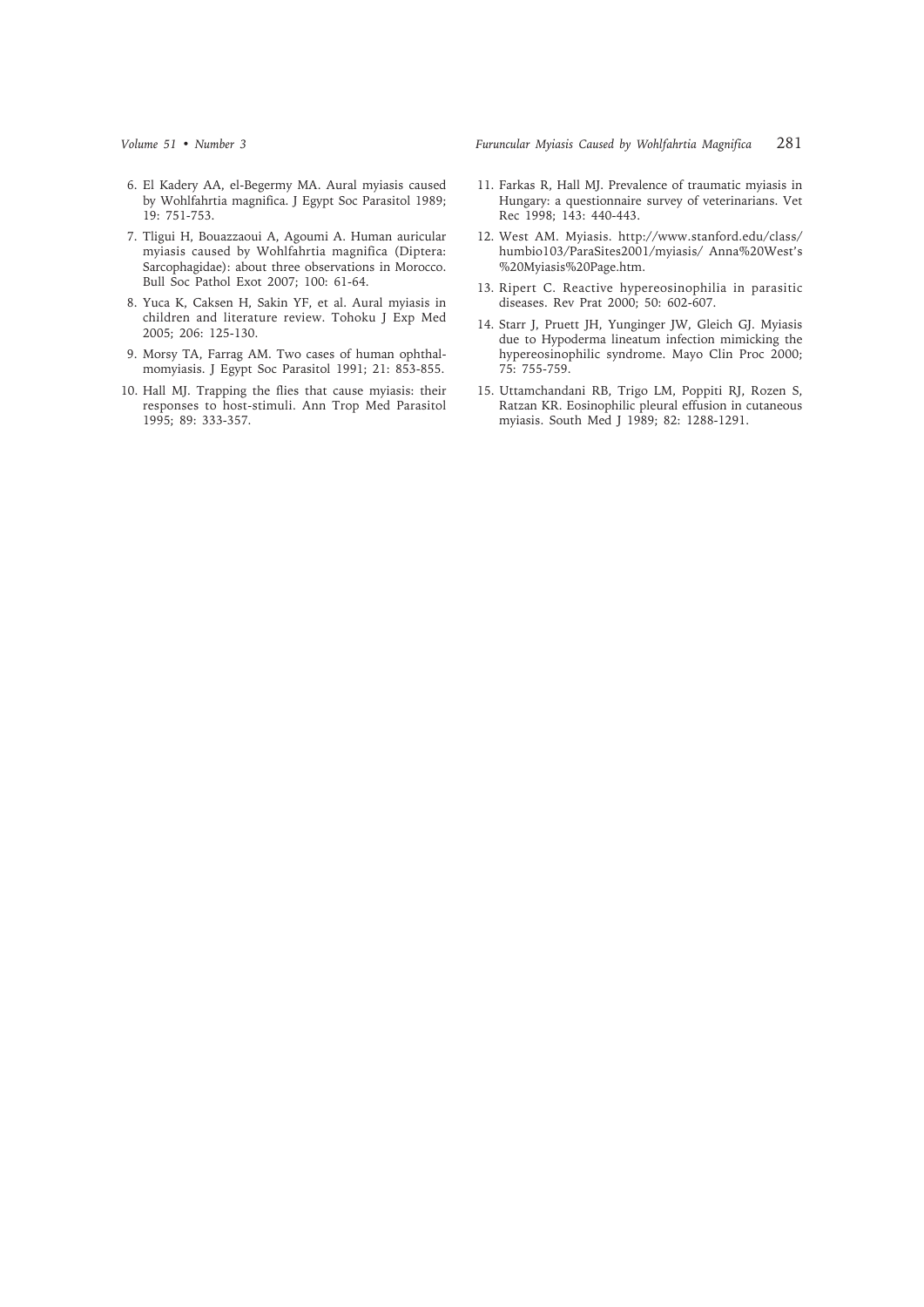6. El Kadery AA, el-Begermy MA. Aural myiasis caused by Wohlfahrtia magnifica. J Egypt Soc Parasitol 1989; 19: 751-753.
7. Tligui H, Bouazzaoui A, Agoumi A. Human auricular myiasis caused by Wohlfahrtia magnifica (Diptera: Sarcophagidae): about three observations in Morocco. Bull Soc Pathol Exot 2007; 100: 61-64.
8. Yuca K, Caksen H, Sakin YF, et al. Aural myiasis in children and literature review. Tohoku J Exp Med 2005; 206: 125-130.
9. Morsy TA, Farrag AM. Two cases of human ophthalmomyiasis. J Egypt Soc Parasitol 1991; 21: 853-855.
10. Hall MJ. Trapping the flies that cause myiasis: their responses to host-stimuli. Ann Trop Med Parasitol 1995; 89: 333-357.
11. Farkas R, Hall MJ. Prevalence of traumatic myiasis in Hungary: a questionnaire survey of veterinarians. Vet Rec 1998; 143: 440-443.
12. West AM. Myiasis. http://www.stanford.edu/class/humbio103/ParaSites2001/myiasis/ Anna%20West's%20Myiasis%20Page.htm.
13. Ripert C. Reactive hypereosinophilia in parasitic diseases. Rev Prat 2000; 50: 602-607.
14. Starr J, Pruett JH, Yunginger JW, Gleich GJ. Myiasis due to Hypoderma lineatum infection mimicking the hypereosinophilic syndrome. Mayo Clin Proc 2000; 75: 755-759.
15. Uttamchandani RB, Trigo LM, Poppiti RJ, Rozen S, Ratzan KR. Eosinophilic pleural effusion in cutaneous myiasis. South Med J 1989; 82: 1288-1291.